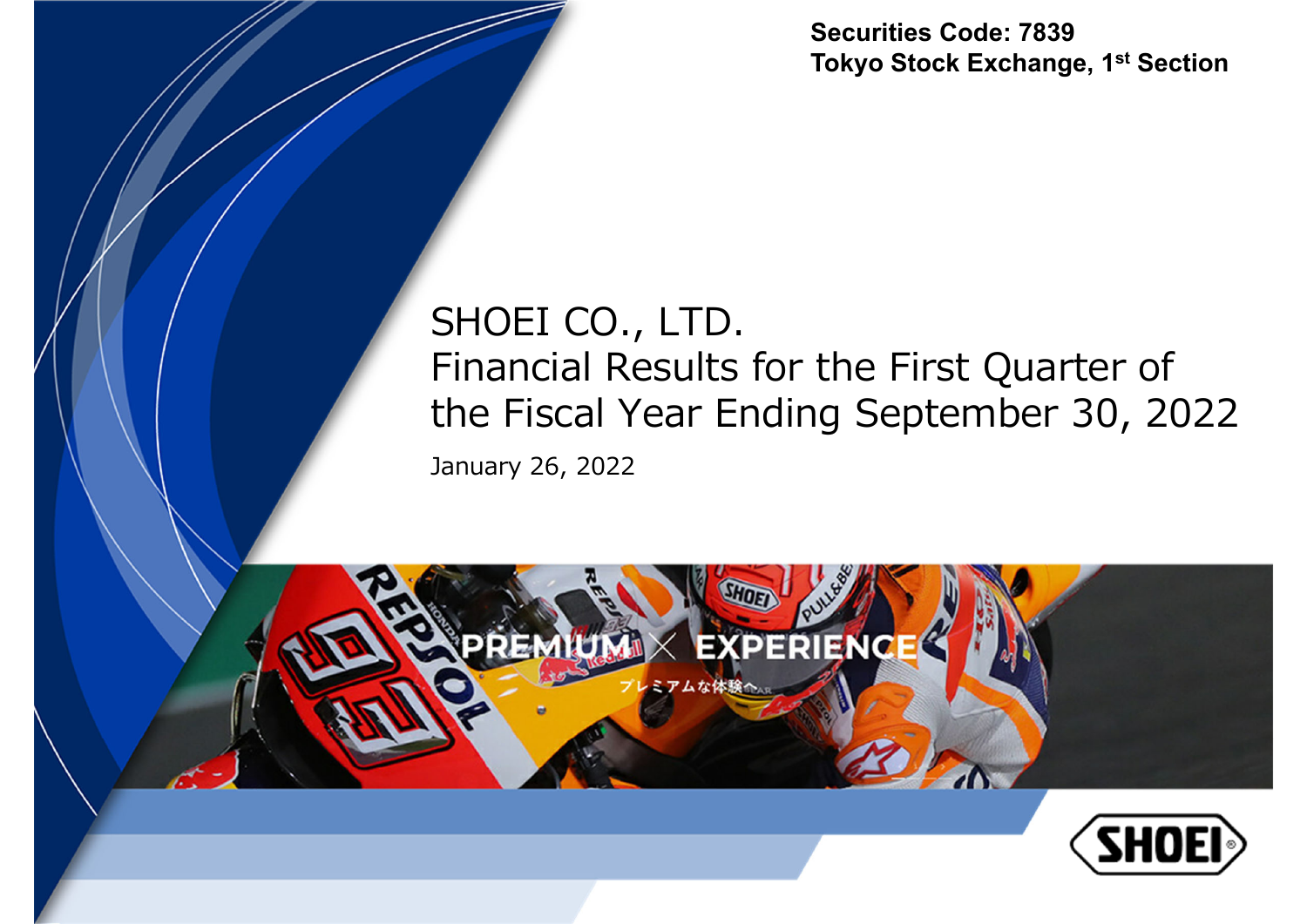Securities Code: 7839
Tokyo Stock Exchange, 1st Section

# SHOEI CO., LTD.
# Financial Results for the First Quarter of the Fiscal Year Ending September 30, 2022

January 26, 2022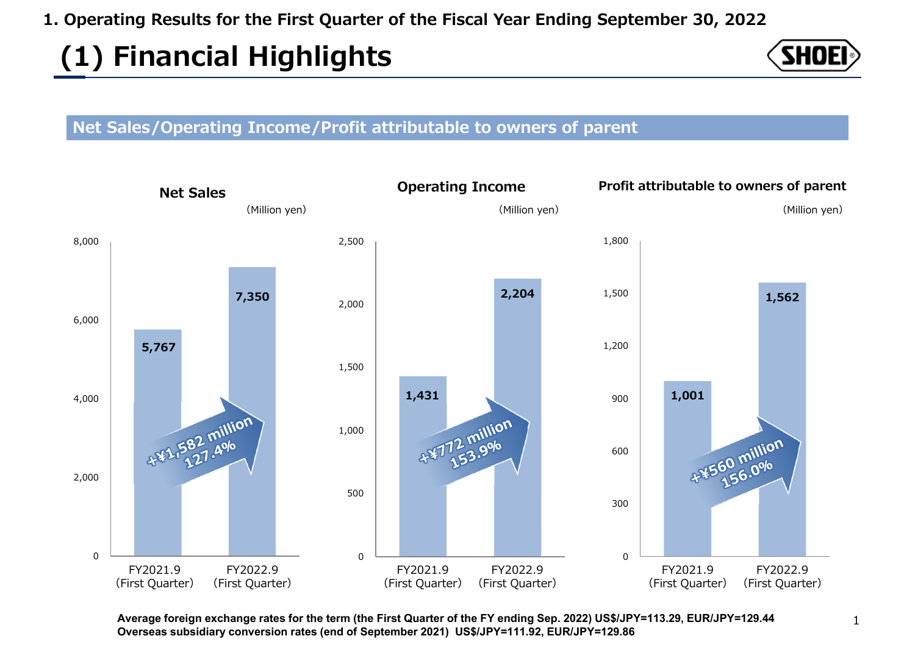## 1. Operating Results for the First Quarter of the Fiscal Year Ending September 30, 2022

# (1) Financial Highlights

### Net Sales/Operating Income/Profit attributable to owners of parent

**Net Sales** (Million yen)

| | FY2021.9 (First Quarter) | FY2022.9 (First Quarter) |
|---|---|---|
| Net Sales | 5,767 | 7,350 |

+¥1,582 million 127.4%

**Operating Income** (Million yen)

| | FY2021.9 (First Quarter) | FY2022.9 (First Quarter) |
|---|---|---|
| Operating Income | 1,431 | 2,204 |

+¥772 million 153.9%

**Profit attributable to owners of parent** (Million yen)

| | FY2021.9 (First Quarter) | FY2022.9 (First Quarter) |
|---|---|---|
| Profit attributable to owners of parent | 1,001 | 1,562 |

+¥560 million 156.0%

**Average foreign exchange rates for the term (the First Quarter of the FY ending Sep. 2022) US$/JPY=113.29, EUR/JPY=129.44**
**Overseas subsidiary conversion rates (end of September 2021) US$/JPY=111.92, EUR/JPY=129.86**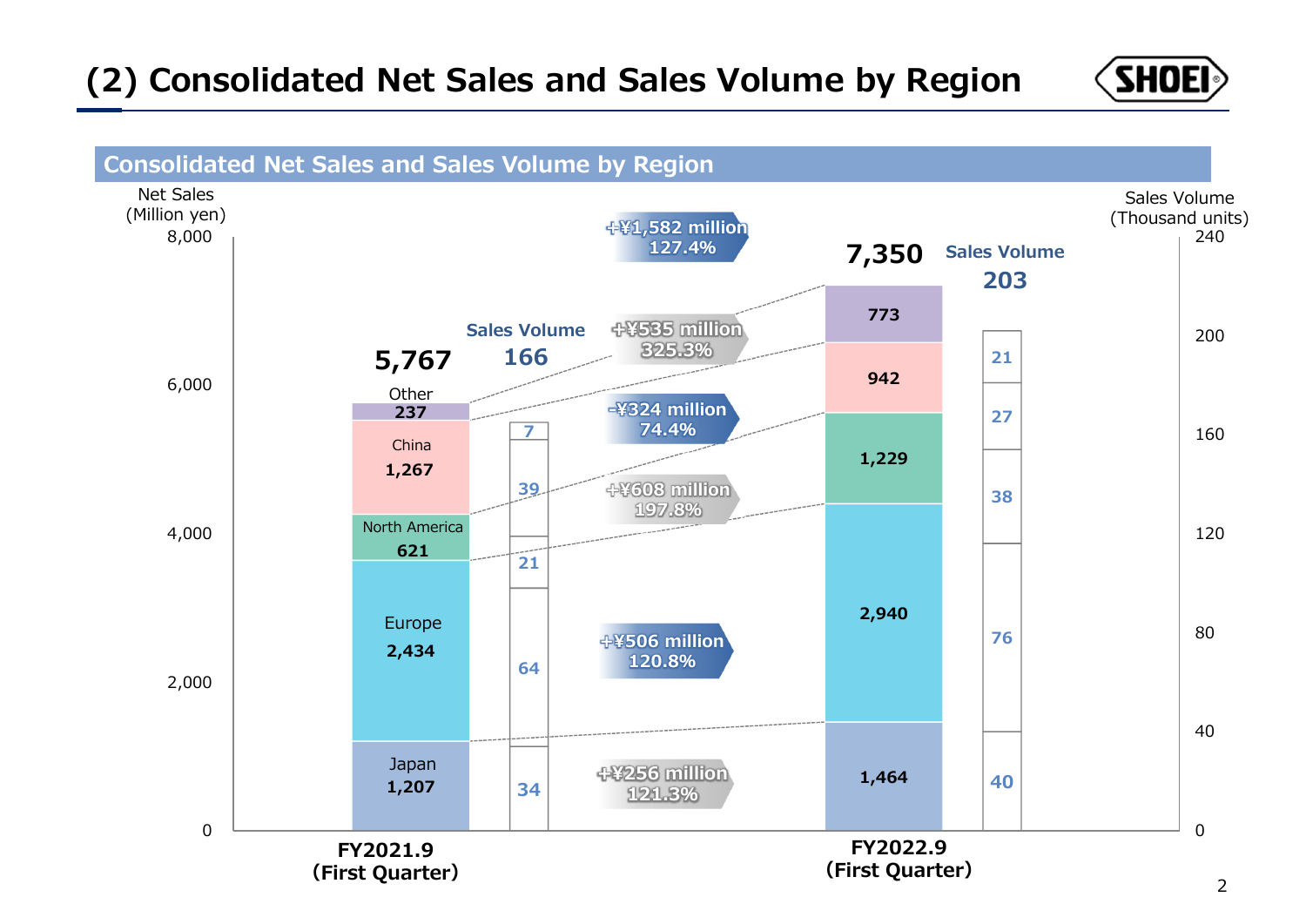# (2) Consolidated Net Sales and Sales Volume by Region

## Consolidated Net Sales and Sales Volume by Region

Net Sales (Million yen) / Sales Volume (Thousand units)

| Region | FY2021.9 (First Quarter) Net Sales | FY2021.9 (First Quarter) Sales Volume | FY2022.9 (First Quarter) Net Sales | FY2022.9 (First Quarter) Sales Volume | Change |
|---|---|---|---|---|---|
| Other | 237 | 7 | 773 | 21 | +¥535 million 325.3% |
| China | 1,267 | 39 | 942 | 27 | -¥324 million 74.4% |
| North America | 621 | 21 | 1,229 | 38 | +¥608 million 197.8% |
| Europe | 2,434 | 64 | 2,940 | 76 | +¥506 million 120.8% |
| Japan | 1,207 | 34 | 1,464 | 40 | +¥256 million 121.3% |
| Total | 5,767 | 166 | 7,350 | 203 | +¥1,582 million 127.4% |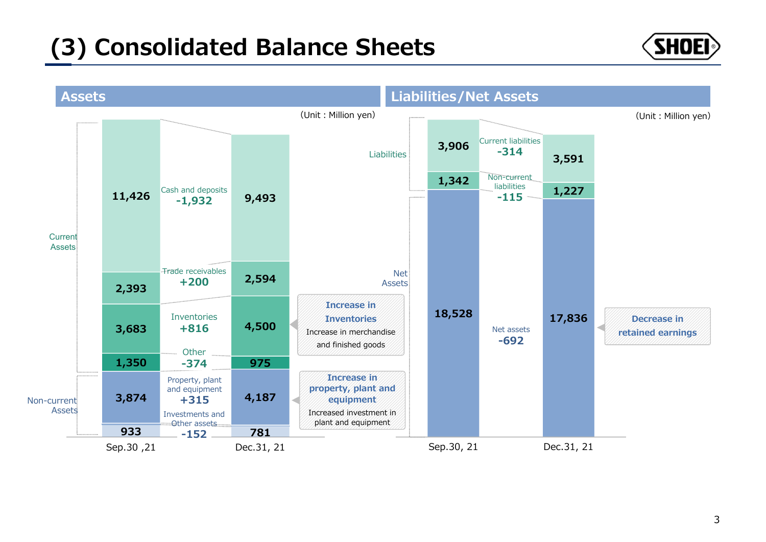# (3) Consolidated Balance Sheets

## Assets

(Unit : Million yen)

Current Assets

Non-current Assets

11,426

Cash and deposits
-1,932

9,493

2,393

Trade receivables
+200

2,594

3,683

Inventories
+816

4,500

1,350

Other
-374

975

3,874

Property, plant and equipment
+315

4,187

933

Investments and Other assets
-152

781

Sep.30 ,21

Dec.31, 21

**Increase in Inventories**
Increase in merchandise and finished goods

**Increase in property, plant and equipment**
Increased investment in plant and equipment

## Liabilities/Net Assets

(Unit : Million yen)

Liabilities

Net Assets

3,906

Current liabilities
-314

3,591

1,342

Non-current liabilities
-115

1,227

18,528

Net assets
-692

17,836

Sep.30, 21

Dec.31, 21

**Decrease in retained earnings**